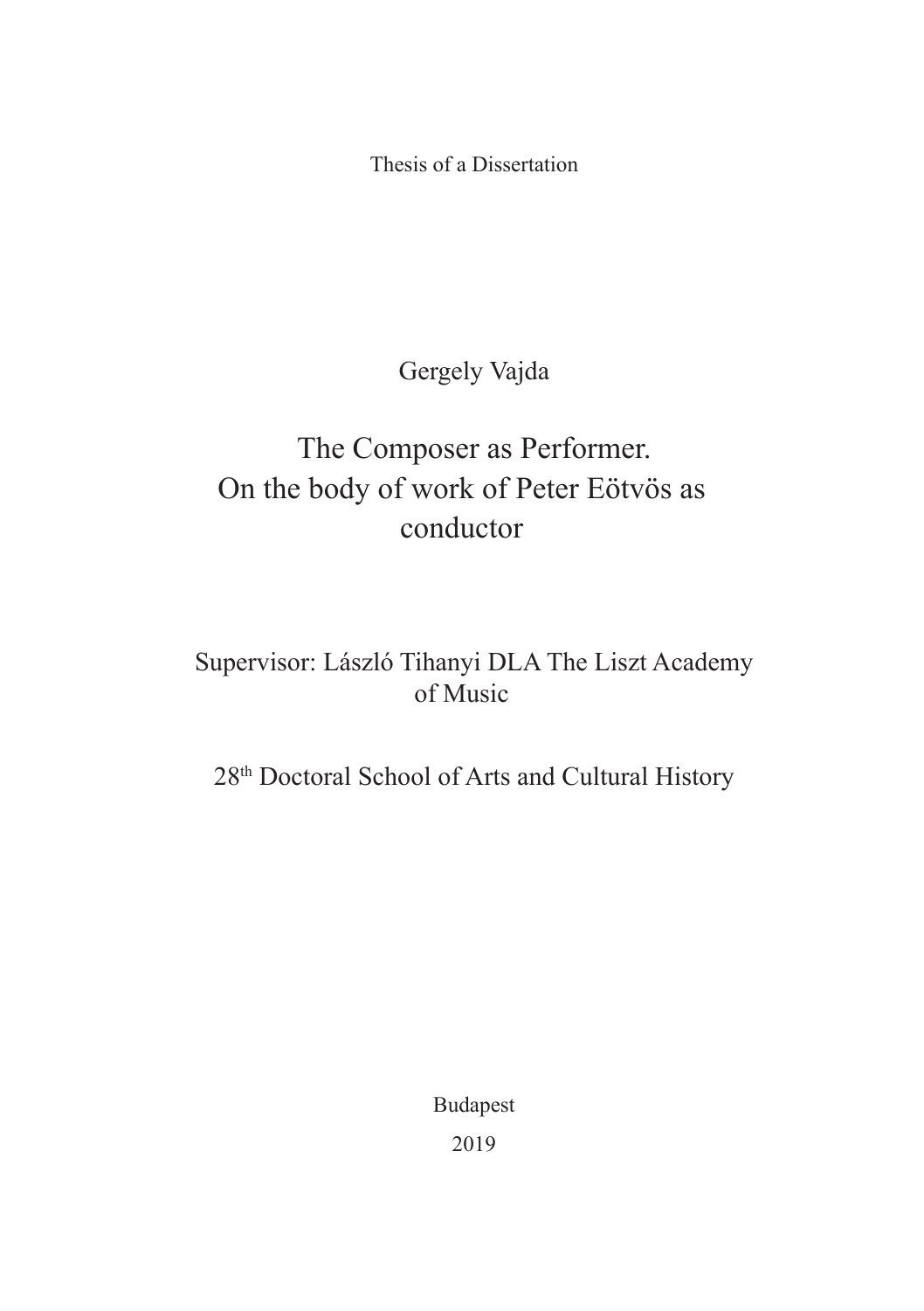Thesis of a Dissertation

Gergely Vajda

# The Composer as Performer. On the body of work of Peter Eötvös as conductor

Supervisor: László Tihanyi DLA The Liszt Academy of Music

28th Doctoral School of Arts and Cultural History

Budapest

2019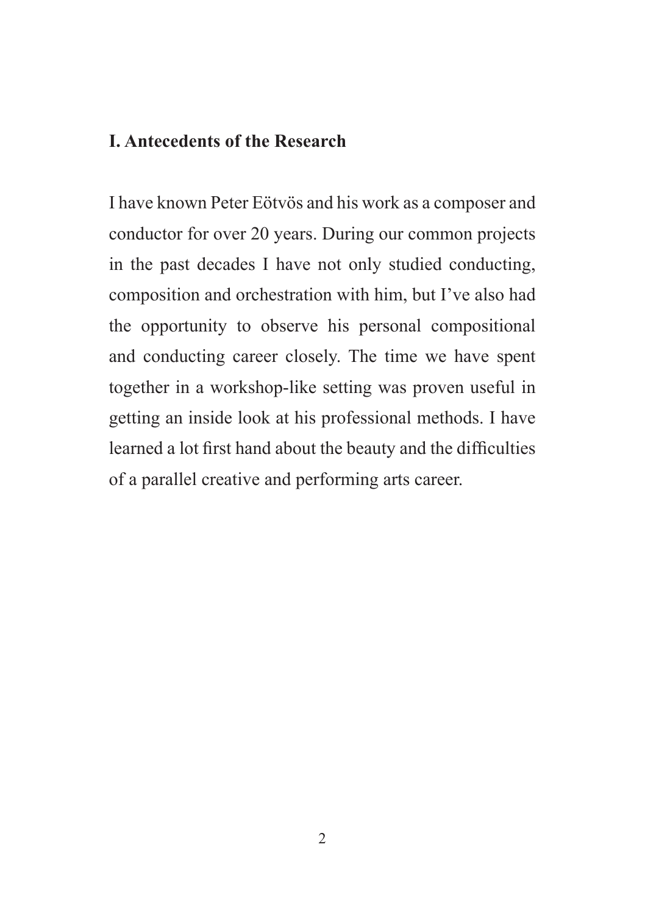## I. Antecedents of the Research

I have known Peter Eötvös and his work as a composer and conductor for over 20 years. During our common projects in the past decades I have not only studied conducting, composition and orchestration with him, but I've also had the opportunity to observe his personal compositional and conducting career closely. The time we have spent together in a workshop-like setting was proven useful in getting an inside look at his professional methods. I have learned a lot first hand about the beauty and the difficulties of a parallel creative and performing arts career.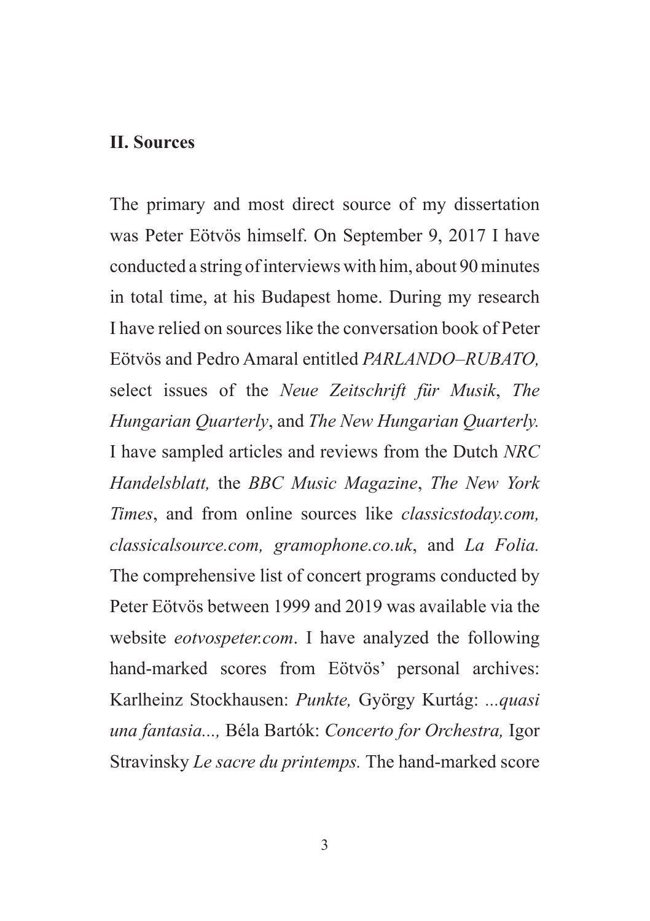## II. Sources

The primary and most direct source of my dissertation was Peter Eötvös himself. On September 9, 2017 I have conducted a string of interviews with him, about 90 minutes in total time, at his Budapest home. During my research I have relied on sources like the conversation book of Peter Eötvös and Pedro Amaral entitled *PARLANDO–RUBATO,* select issues of the *Neue Zeitschrift für Musik*, *The Hungarian Quarterly*, and *The New Hungarian Quarterly.* I have sampled articles and reviews from the Dutch *NRC Handelsblatt,* the *BBC Music Magazine*, *The New York Times*, and from online sources like *classicstoday.com, classicalsource.com, gramophone.co.uk*, and *La Folia.* The comprehensive list of concert programs conducted by Peter Eötvös between 1999 and 2019 was available via the website *eotvospeter.com*. I have analyzed the following hand-marked scores from Eötvös' personal archives: Karlheinz Stockhausen: *Punkte,* György Kurtág: *...quasi una fantasia...,* Béla Bartók: *Concerto for Orchestra,* Igor Stravinsky *Le sacre du printemps.* The hand-marked score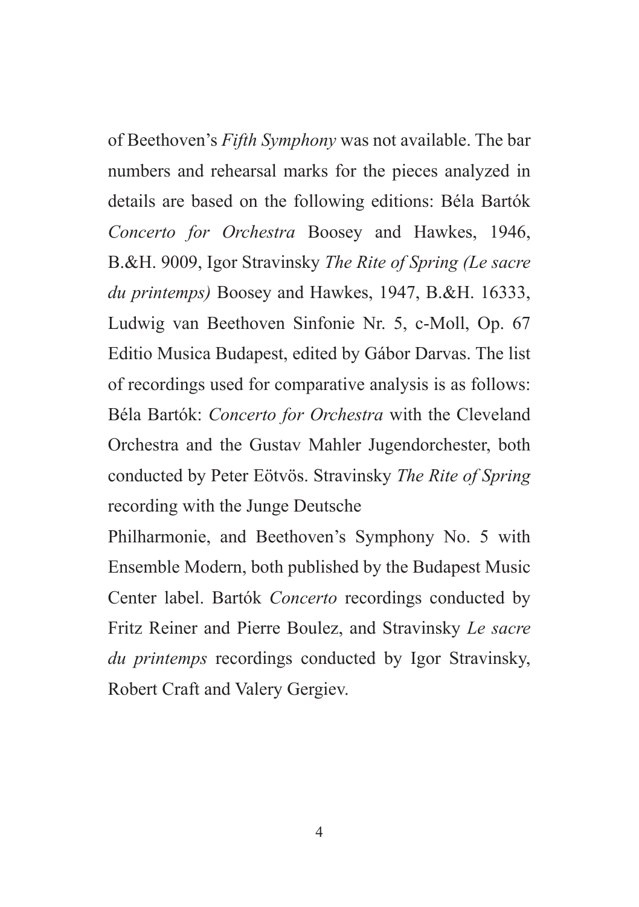of Beethoven's *Fifth Symphony* was not available. The bar numbers and rehearsal marks for the pieces analyzed in details are based on the following editions: Béla Bartók *Concerto for Orchestra* Boosey and Hawkes, 1946, B.&H. 9009, Igor Stravinsky *The Rite of Spring (Le sacre du printemps)* Boosey and Hawkes, 1947, B.&H. 16333, Ludwig van Beethoven Sinfonie Nr. 5, c-Moll, Op. 67 Editio Musica Budapest, edited by Gábor Darvas. The list of recordings used for comparative analysis is as follows: Béla Bartók: *Concerto for Orchestra* with the Cleveland Orchestra and the Gustav Mahler Jugendorchester, both conducted by Peter Eötvös. Stravinsky *The Rite of Spring* recording with the Junge Deutsche Philharmonie, and Beethoven's Symphony No. 5 with Ensemble Modern, both published by the Budapest Music Center label. Bartók *Concerto* recordings conducted by Fritz Reiner and Pierre Boulez, and Stravinsky *Le sacre du printemps* recordings conducted by Igor Stravinsky, Robert Craft and Valery Gergiev.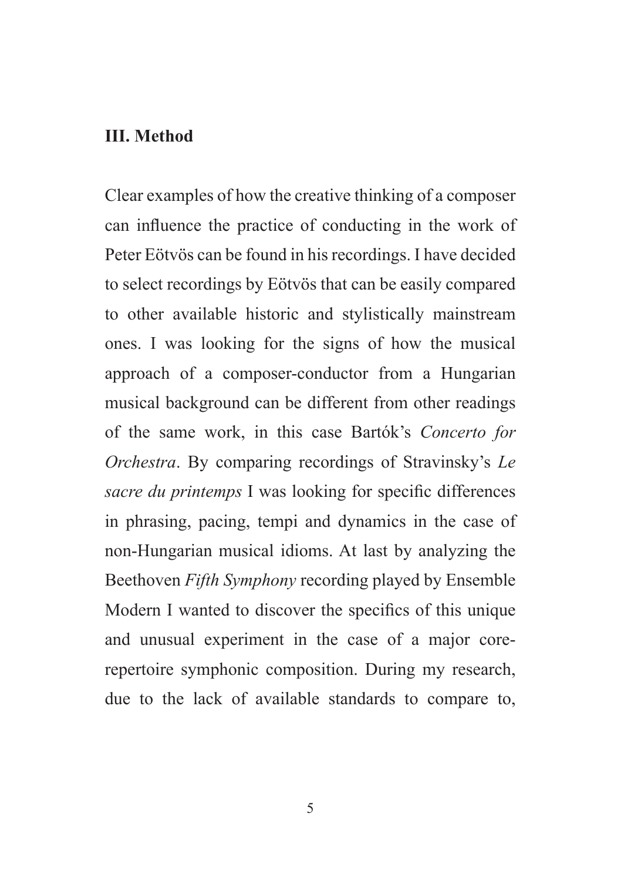## III. Method

Clear examples of how the creative thinking of a composer can influence the practice of conducting in the work of Peter Eötvös can be found in his recordings. I have decided to select recordings by Eötvös that can be easily compared to other available historic and stylistically mainstream ones. I was looking for the signs of how the musical approach of a composer-conductor from a Hungarian musical background can be different from other readings of the same work, in this case Bartók's *Concerto for Orchestra*. By comparing recordings of Stravinsky's *Le sacre du printemps* I was looking for specific differences in phrasing, pacing, tempi and dynamics in the case of non-Hungarian musical idioms. At last by analyzing the Beethoven *Fifth Symphony* recording played by Ensemble Modern I wanted to discover the specifics of this unique and unusual experiment in the case of a major core-repertoire symphonic composition. During my research, due to the lack of available standards to compare to,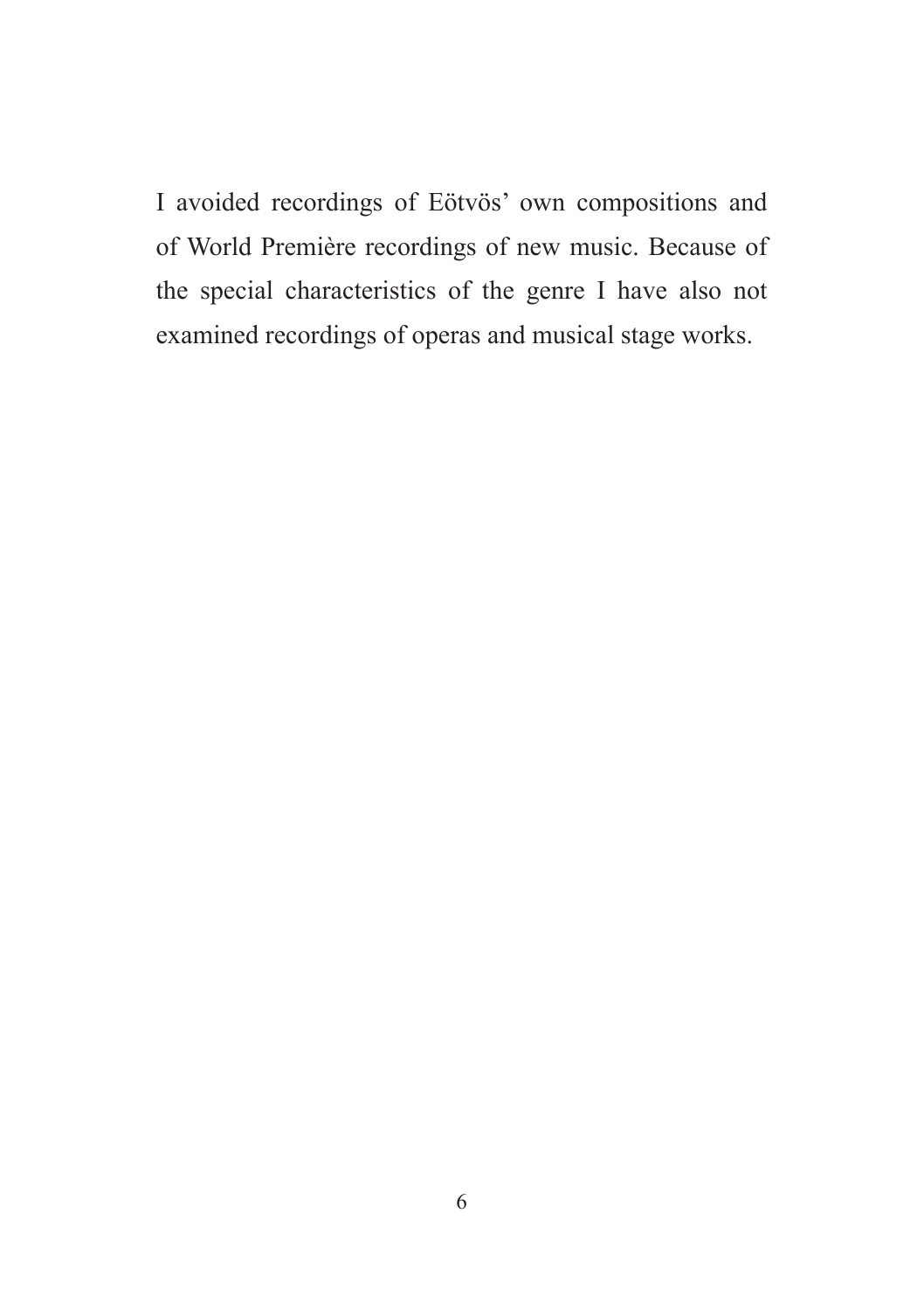I avoided recordings of Eötvös' own compositions and of World Première recordings of new music. Because of the special characteristics of the genre I have also not examined recordings of operas and musical stage works.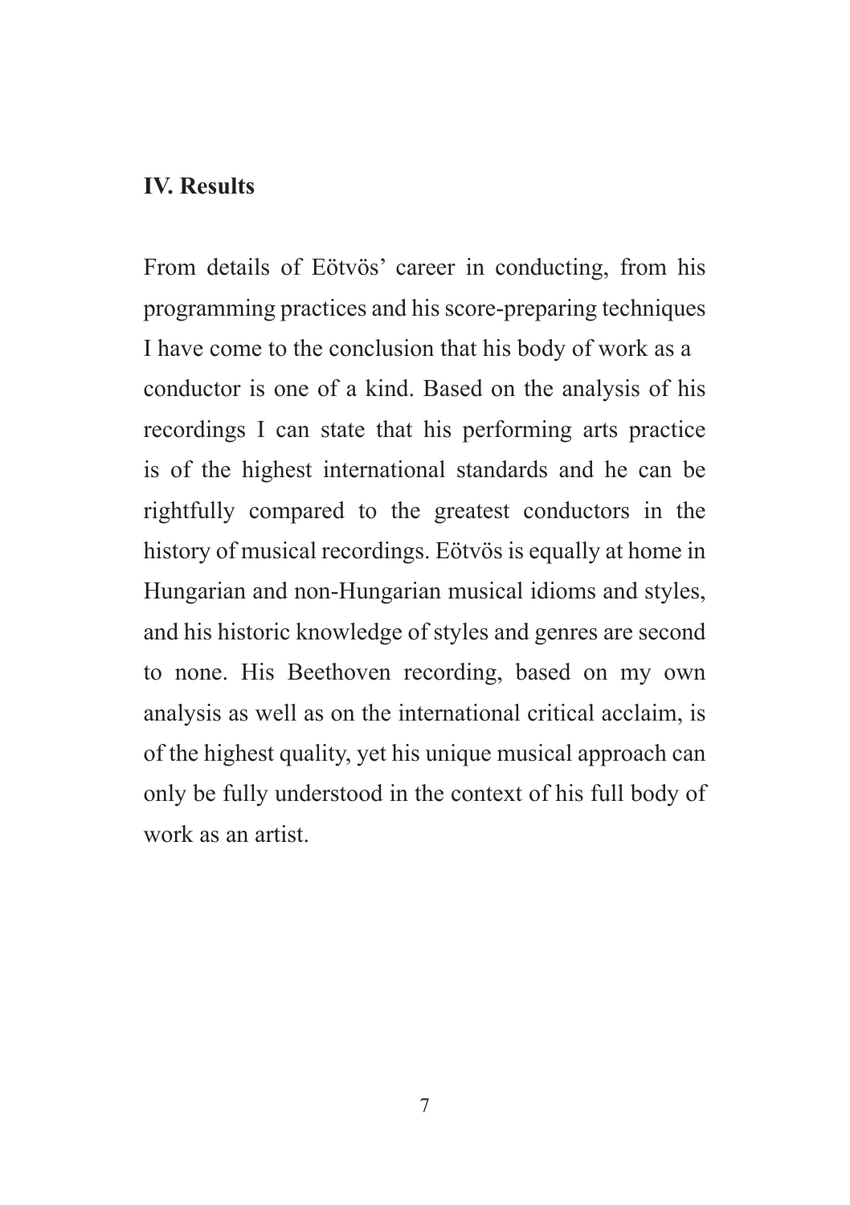## IV. Results

From details of Eötvös' career in conducting, from his programming practices and his score-preparing techniques I have come to the conclusion that his body of work as a conductor is one of a kind. Based on the analysis of his recordings I can state that his performing arts practice is of the highest international standards and he can be rightfully compared to the greatest conductors in the history of musical recordings. Eötvös is equally at home in Hungarian and non-Hungarian musical idioms and styles, and his historic knowledge of styles and genres are second to none. His Beethoven recording, based on my own analysis as well as on the international critical acclaim, is of the highest quality, yet his unique musical approach can only be fully understood in the context of his full body of work as an artist.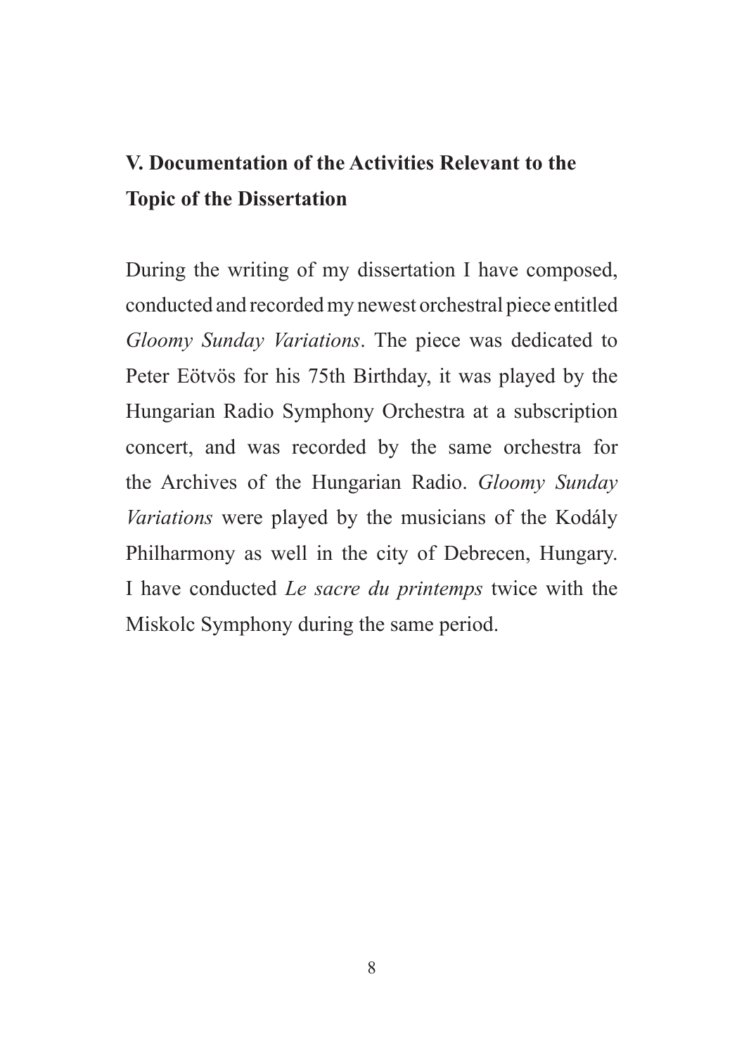## V. Documentation of the Activities Relevant to the Topic of the Dissertation

During the writing of my dissertation I have composed, conducted and recorded my newest orchestral piece entitled *Gloomy Sunday Variations*. The piece was dedicated to Peter Eötvös for his 75th Birthday, it was played by the Hungarian Radio Symphony Orchestra at a subscription concert, and was recorded by the same orchestra for the Archives of the Hungarian Radio. *Gloomy Sunday Variations* were played by the musicians of the Kodály Philharmony as well in the city of Debrecen, Hungary. I have conducted *Le sacre du printemps* twice with the Miskolc Symphony during the same period.